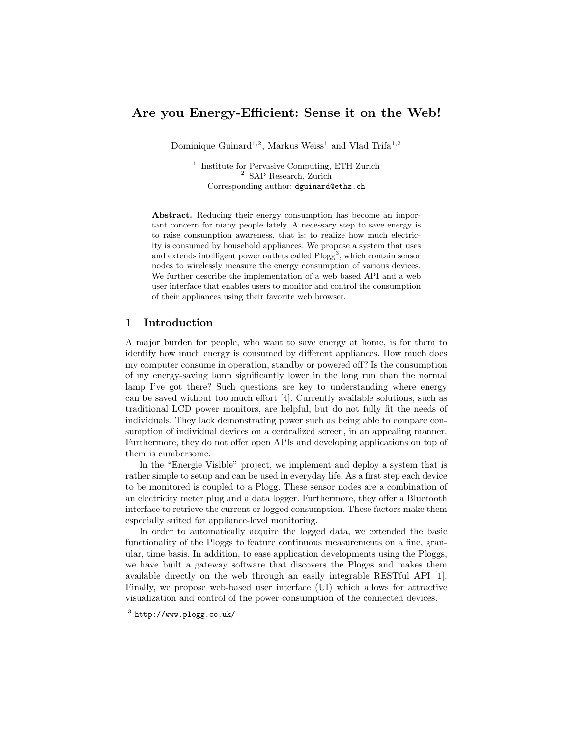# Are you Energy-Efficient: Sense it on the Web!

Dominique Guinard[1,2], Markus Weiss[1] and Vlad Trifa[1,2]

[1] Institute for Pervasive Computing, ETH Zurich
[2] SAP Research, Zurich
Corresponding author: `dguinard@ethz.ch`

**Abstract.** Reducing their energy consumption has become an important concern for many people lately. A necessary step to save energy is to raise consumption awareness, that is: to realize how much electricity is consumed by household appliances. We propose a system that uses and extends intelligent power outlets called Plogg[3], which contain sensor nodes to wirelessly measure the energy consumption of various devices. We further describe the implementation of a web based API and a web user interface that enables users to monitor and control the consumption of their appliances using their favorite web browser.

## 1 Introduction

A major burden for people, who want to save energy at home, is for them to identify how much energy is consumed by different appliances. How much does my computer consume in operation, standby or powered off? Is the consumption of my energy-saving lamp significantly lower in the long run than the normal lamp I've got there? Such questions are key to understanding where energy can be saved without too much effort [4]. Currently available solutions, such as traditional LCD power monitors, are helpful, but do not fully fit the needs of individuals. They lack demonstrating power such as being able to compare consumption of individual devices on a centralized screen, in an appealing manner. Furthermore, they do not offer open APIs and developing applications on top of them is cumbersome.

In the "Energie Visible" project, we implement and deploy a system that is rather simple to setup and can be used in everyday life. As a first step each device to be monitored is coupled to a Plogg. These sensor nodes are a combination of an electricity meter plug and a data logger. Furthermore, they offer a Bluetooth interface to retrieve the current or logged consumption. These factors make them especially suited for appliance-level monitoring.

In order to automatically acquire the logged data, we extended the basic functionality of the Ploggs to feature continuous measurements on a fine, granular, time basis. In addition, to ease application developments using the Ploggs, we have built a gateway software that discovers the Ploggs and makes them available directly on the web through an easily integrable RESTful API [1]. Finally, we propose web-based user interface (UI) which allows for attractive visualization and control of the power consumption of the connected devices.

[3] `http://www.plogg.co.uk/`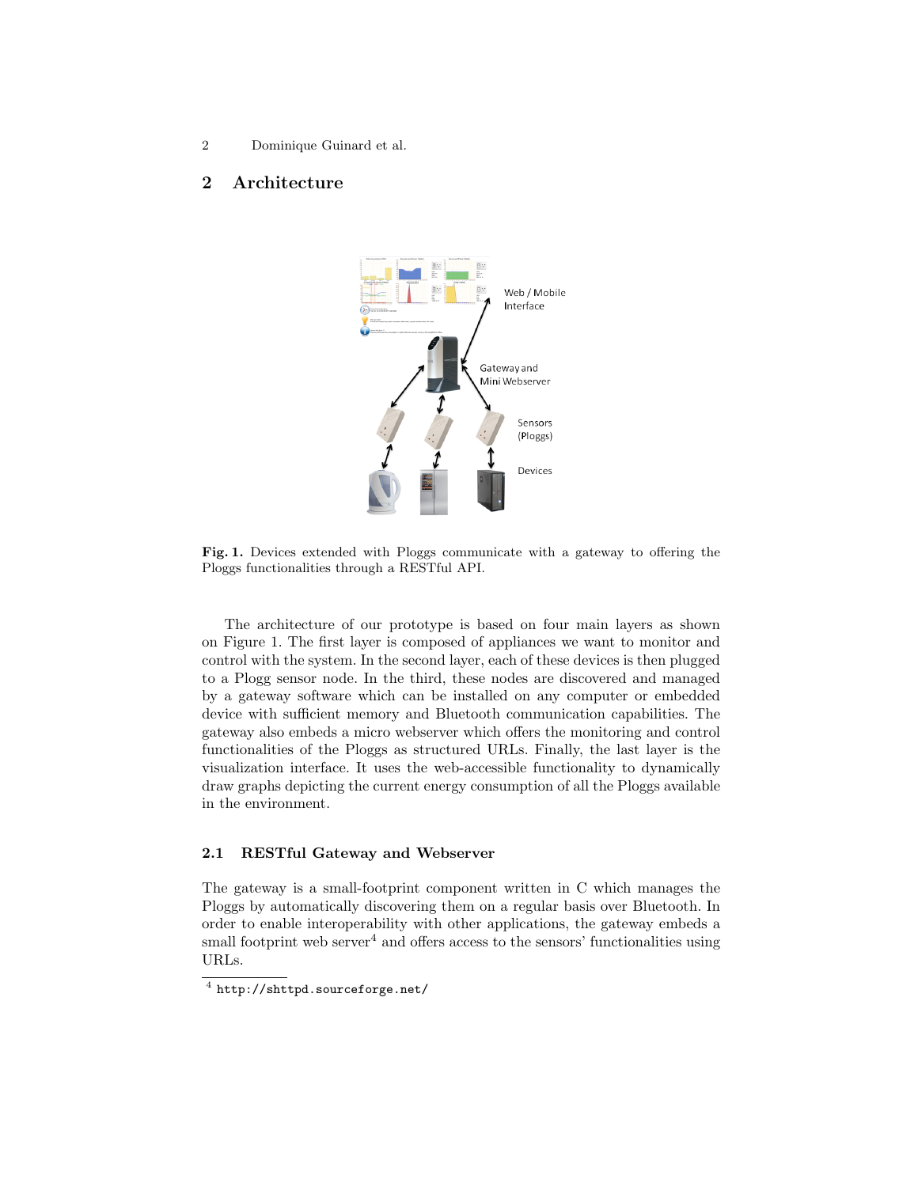## 2 Architecture

Fig. 1. Devices extended with Ploggs communicate with a gateway to offering the Ploggs functionalities through a RESTful API.

The architecture of our prototype is based on four main layers as shown on Figure 1. The first layer is composed of appliances we want to monitor and control with the system. In the second layer, each of these devices is then plugged to a Plogg sensor node. In the third, these nodes are discovered and managed by a gateway software which can be installed on any computer or embedded device with sufficient memory and Bluetooth communication capabilities. The gateway also embeds a micro webserver which offers the monitoring and control functionalities of the Ploggs as structured URLs. Finally, the last layer is the visualization interface. It uses the web-accessible functionality to dynamically draw graphs depicting the current energy consumption of all the Ploggs available in the environment.

### 2.1 RESTful Gateway and Webserver

The gateway is a small-footprint component written in C which manages the Ploggs by automatically discovering them on a regular basis over Bluetooth. In order to enable interoperability with other applications, the gateway embeds a small footprint web server[4] and offers access to the sensors' functionalities using URLs.

[4] http://shttpd.sourceforge.net/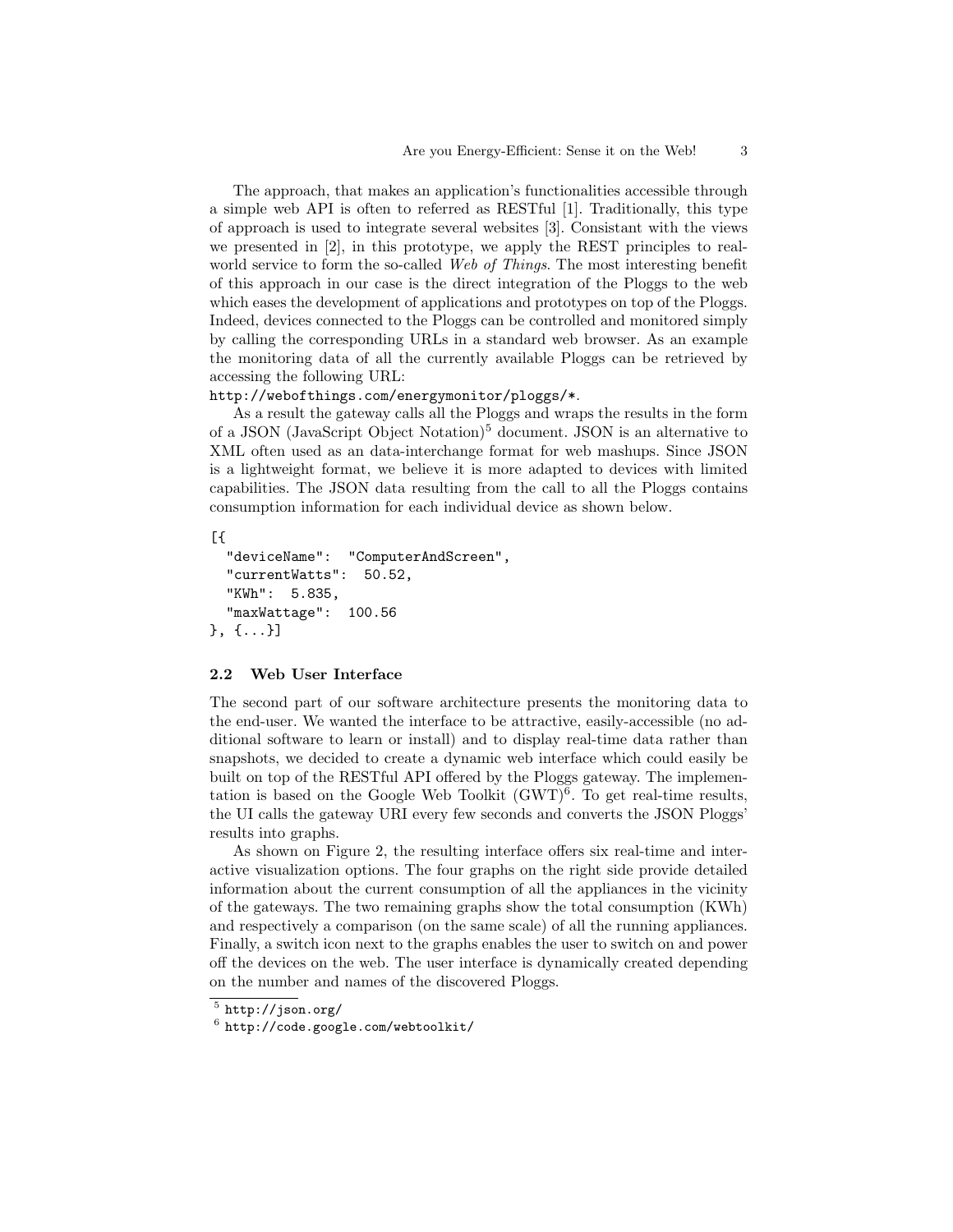The approach, that makes an application's functionalities accessible through a simple web API is often to referred as RESTful [1]. Traditionally, this type of approach is used to integrate several websites [3]. Consistant with the views we presented in [2], in this prototype, we apply the REST principles to real-world service to form the so-called *Web of Things*. The most interesting benefit of this approach in our case is the direct integration of the Ploggs to the web which eases the development of applications and prototypes on top of the Ploggs. Indeed, devices connected to the Ploggs can be controlled and monitored simply by calling the corresponding URLs in a standard web browser. As an example the monitoring data of all the currently available Ploggs can be retrieved by accessing the following URL:
`http://webofthings.com/energymonitor/ploggs/*`.

As a result the gateway calls all the Ploggs and wraps the results in the form of a JSON (JavaScript Object Notation)[5] document. JSON is an alternative to XML often used as an data-interchange format for web mashups. Since JSON is a lightweight format, we believe it is more adapted to devices with limited capabilities. The JSON data resulting from the call to all the Ploggs contains consumption information for each individual device as shown below.

```
[{
  "deviceName":  "ComputerAndScreen",
  "currentWatts":  50.52,
  "KWh":  5.835,
  "maxWattage":  100.56
}, {...}]
```

### 2.2 Web User Interface

The second part of our software architecture presents the monitoring data to the end-user. We wanted the interface to be attractive, easily-accessible (no additional software to learn or install) and to display real-time data rather than snapshots, we decided to create a dynamic web interface which could easily be built on top of the RESTful API offered by the Ploggs gateway. The implementation is based on the Google Web Toolkit (GWT)[6]. To get real-time results, the UI calls the gateway URI every few seconds and converts the JSON Ploggs' results into graphs.

As shown on Figure 2, the resulting interface offers six real-time and interactive visualization options. The four graphs on the right side provide detailed information about the current consumption of all the appliances in the vicinity of the gateways. The two remaining graphs show the total consumption (KWh) and respectively a comparison (on the same scale) of all the running appliances. Finally, a switch icon next to the graphs enables the user to switch on and power off the devices on the web. The user interface is dynamically created depending on the number and names of the discovered Ploggs.

---

[5] `http://json.org/`

[6] `http://code.google.com/webtoolkit/`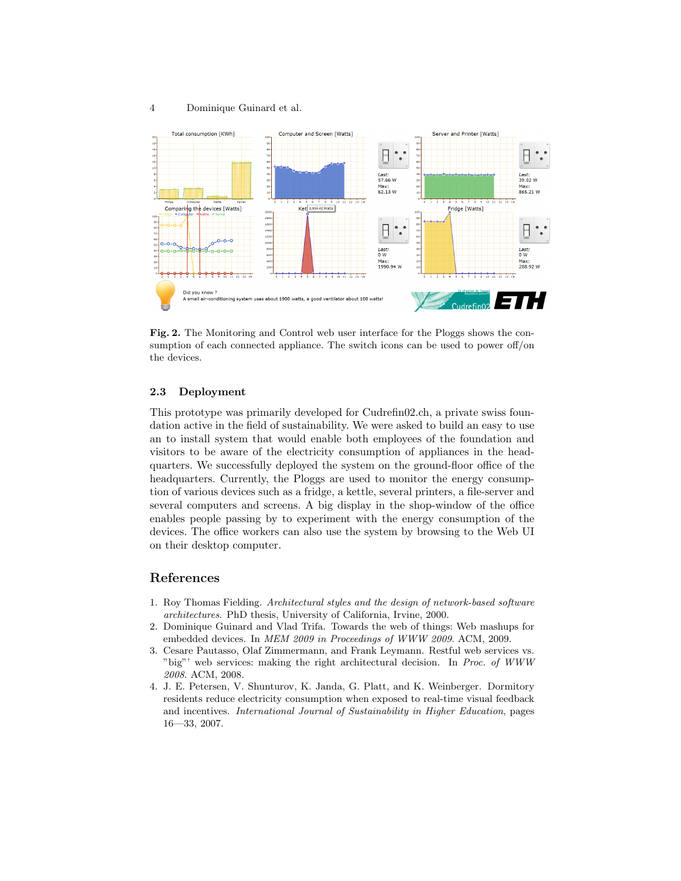Total consumption [KWh]

Computer and Screen [Watts]

Server and Printer [Watts]

Last: 57.66 W
Max: 62.13 W

Last: 39.02 W
Max: 865.21 W

Comparing the devices [Watts]

Fridge — Computer — Kettle — Server

Kettle 1,934.42 Watts

Fridge [Watts]

Last: 0 W
Max: 1990.94 W

Last: 0 W
Max: 288.92 W

Did you know ?
A small air-conditioning system uses about 1900 watts, a good ventilator about 100 watts!

Cudrefin02 ETH

**Fig. 2.** The Monitoring and Control web user interface for the Ploggs shows the consumption of each connected appliance. The switch icons can be used to power off/on the devices.

### 2.3 Deployment

This prototype was primarily developed for Cudrefin02.ch, a private swiss foundation active in the field of sustainability. We were asked to build an easy to use an to install system that would enable both employees of the foundation and visitors to be aware of the electricity consumption of appliances in the headquarters. We successfully deployed the system on the ground-floor office of the headquarters. Currently, the Ploggs are used to monitor the energy consumption of various devices such as a fridge, a kettle, several printers, a file-server and several computers and screens. A big display in the shop-window of the office enables people passing by to experiment with the energy consumption of the devices. The office workers can also use the system by browsing to the Web UI on their desktop computer.

## References

1. Roy Thomas Fielding. *Architectural styles and the design of network-based software architectures*. PhD thesis, University of California, Irvine, 2000.
2. Dominique Guinard and Vlad Trifa. Towards the web of things: Web mashups for embedded devices. In *MEM 2009 in Proceedings of WWW 2009*. ACM, 2009.
3. Cesare Pautasso, Olaf Zimmermann, and Frank Leymann. Restful web services vs. "big"' web services: making the right architectural decision. In *Proc. of WWW 2008*. ACM, 2008.
4. J. E. Petersen, V. Shunturov, K. Janda, G. Platt, and K. Weinberger. Dormitory residents reduce electricity consumption when exposed to real-time visual feedback and incentives. *International Journal of Sustainability in Higher Education*, pages 16—33, 2007.